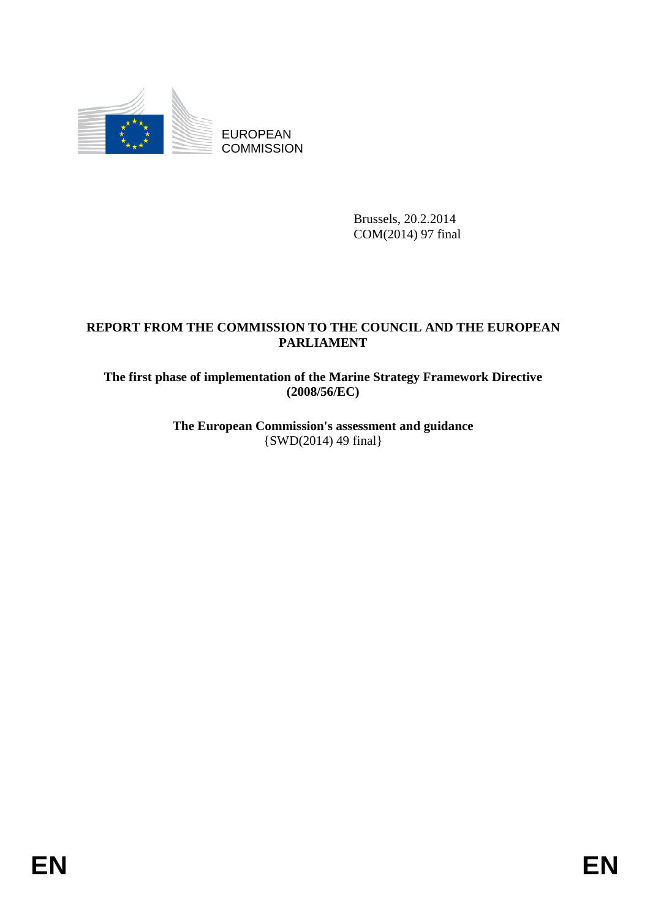EUROPEAN COMMISSION

Brussels, 20.2.2014
COM(2014) 97 final

**REPORT FROM THE COMMISSION TO THE COUNCIL AND THE EUROPEAN PARLIAMENT**

**The first phase of implementation of the Marine Strategy Framework Directive (2008/56/EC)**

**The European Commission's assessment and guidance**
{SWD(2014) 49 final}

EN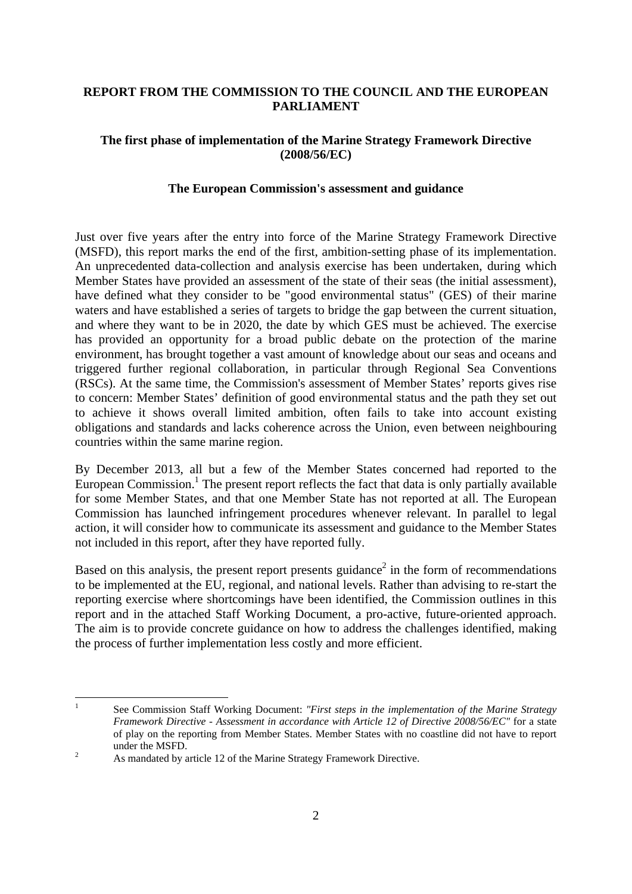**REPORT FROM THE COMMISSION TO THE COUNCIL AND THE EUROPEAN PARLIAMENT**

**The first phase of implementation of the Marine Strategy Framework Directive (2008/56/EC)**

**The European Commission's assessment and guidance**

Just over five years after the entry into force of the Marine Strategy Framework Directive (MSFD), this report marks the end of the first, ambition-setting phase of its implementation. An unprecedented data-collection and analysis exercise has been undertaken, during which Member States have provided an assessment of the state of their seas (the initial assessment), have defined what they consider to be "good environmental status" (GES) of their marine waters and have established a series of targets to bridge the gap between the current situation, and where they want to be in 2020, the date by which GES must be achieved. The exercise has provided an opportunity for a broad public debate on the protection of the marine environment, has brought together a vast amount of knowledge about our seas and oceans and triggered further regional collaboration, in particular through Regional Sea Conventions (RSCs). At the same time, the Commission's assessment of Member States' reports gives rise to concern: Member States' definition of good environmental status and the path they set out to achieve it shows overall limited ambition, often fails to take into account existing obligations and standards and lacks coherence across the Union, even between neighbouring countries within the same marine region.

By December 2013, all but a few of the Member States concerned had reported to the European Commission.[1] The present report reflects the fact that data is only partially available for some Member States, and that one Member State has not reported at all. The European Commission has launched infringement procedures whenever relevant. In parallel to legal action, it will consider how to communicate its assessment and guidance to the Member States not included in this report, after they have reported fully.

Based on this analysis, the present report presents guidance[2] in the form of recommendations to be implemented at the EU, regional, and national levels. Rather than advising to re-start the reporting exercise where shortcomings have been identified, the Commission outlines in this report and in the attached Staff Working Document, a pro-active, future-oriented approach. The aim is to provide concrete guidance on how to address the challenges identified, making the process of further implementation less costly and more efficient.

---

[1] See Commission Staff Working Document: *"First steps in the implementation of the Marine Strategy Framework Directive - Assessment in accordance with Article 12 of Directive 2008/56/EC"* for a state of play on the reporting from Member States. Member States with no coastline did not have to report under the MSFD.

[2] As mandated by article 12 of the Marine Strategy Framework Directive.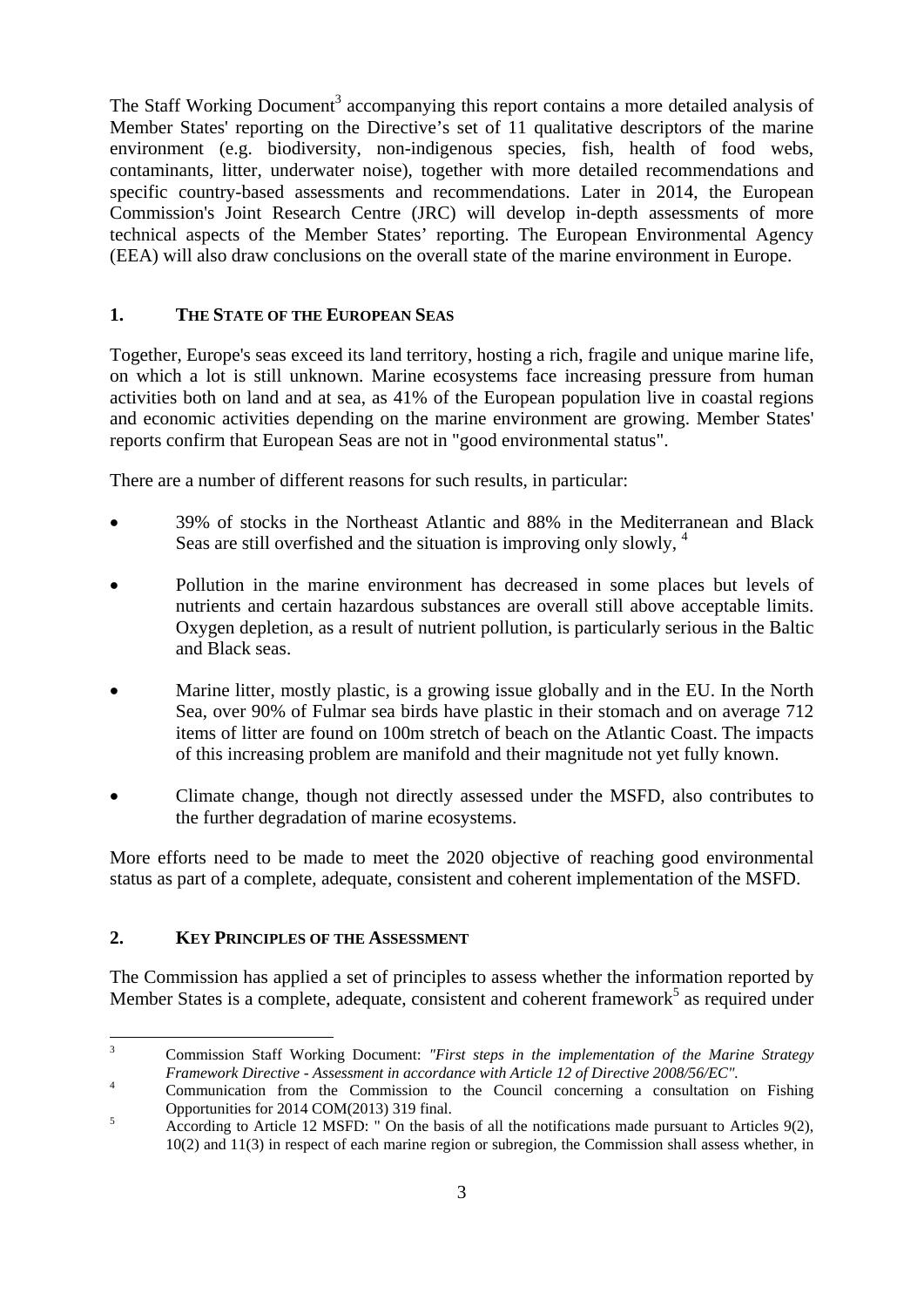The Staff Working Document[3] accompanying this report contains a more detailed analysis of Member States' reporting on the Directive's set of 11 qualitative descriptors of the marine environment (e.g. biodiversity, non-indigenous species, fish, health of food webs, contaminants, litter, underwater noise), together with more detailed recommendations and specific country-based assessments and recommendations. Later in 2014, the European Commission's Joint Research Centre (JRC) will develop in-depth assessments of more technical aspects of the Member States' reporting. The European Environmental Agency (EEA) will also draw conclusions on the overall state of the marine environment in Europe.

## 1. THE STATE OF THE EUROPEAN SEAS

Together, Europe's seas exceed its land territory, hosting a rich, fragile and unique marine life, on which a lot is still unknown. Marine ecosystems face increasing pressure from human activities both on land and at sea, as 41% of the European population live in coastal regions and economic activities depending on the marine environment are growing. Member States' reports confirm that European Seas are not in "good environmental status".

There are a number of different reasons for such results, in particular:

- 39% of stocks in the Northeast Atlantic and 88% in the Mediterranean and Black Seas are still overfished and the situation is improving only slowly, [4]
- Pollution in the marine environment has decreased in some places but levels of nutrients and certain hazardous substances are overall still above acceptable limits. Oxygen depletion, as a result of nutrient pollution, is particularly serious in the Baltic and Black seas.
- Marine litter, mostly plastic, is a growing issue globally and in the EU. In the North Sea, over 90% of Fulmar sea birds have plastic in their stomach and on average 712 items of litter are found on 100m stretch of beach on the Atlantic Coast. The impacts of this increasing problem are manifold and their magnitude not yet fully known.
- Climate change, though not directly assessed under the MSFD, also contributes to the further degradation of marine ecosystems.

More efforts need to be made to meet the 2020 objective of reaching good environmental status as part of a complete, adequate, consistent and coherent implementation of the MSFD.

## 2. KEY PRINCIPLES OF THE ASSESSMENT

The Commission has applied a set of principles to assess whether the information reported by Member States is a complete, adequate, consistent and coherent framework[5] as required under

---

[3] Commission Staff Working Document: *"First steps in the implementation of the Marine Strategy Framework Directive - Assessment in accordance with Article 12 of Directive 2008/56/EC".*

[4] Communication from the Commission to the Council concerning a consultation on Fishing Opportunities for 2014 COM(2013) 319 final.

[5] According to Article 12 MSFD: " On the basis of all the notifications made pursuant to Articles 9(2), 10(2) and 11(3) in respect of each marine region or subregion, the Commission shall assess whether, in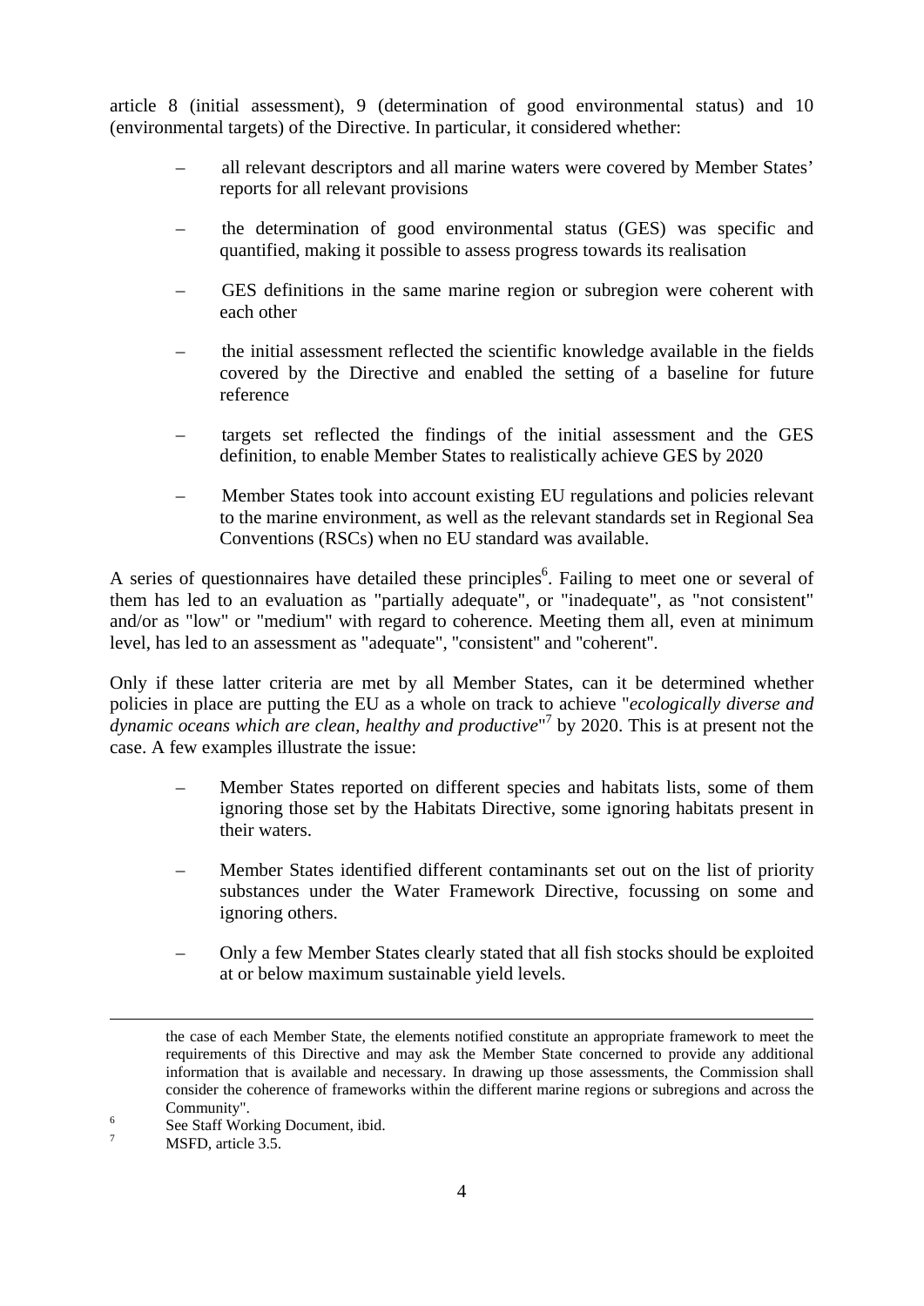article 8 (initial assessment), 9 (determination of good environmental status) and 10 (environmental targets) of the Directive. In particular, it considered whether:

- all relevant descriptors and all marine waters were covered by Member States' reports for all relevant provisions
- the determination of good environmental status (GES) was specific and quantified, making it possible to assess progress towards its realisation
- GES definitions in the same marine region or subregion were coherent with each other
- the initial assessment reflected the scientific knowledge available in the fields covered by the Directive and enabled the setting of a baseline for future reference
- targets set reflected the findings of the initial assessment and the GES definition, to enable Member States to realistically achieve GES by 2020
- Member States took into account existing EU regulations and policies relevant to the marine environment, as well as the relevant standards set in Regional Sea Conventions (RSCs) when no EU standard was available.

A series of questionnaires have detailed these principles[6]. Failing to meet one or several of them has led to an evaluation as "partially adequate", or "inadequate", as "not consistent" and/or as "low" or "medium" with regard to coherence. Meeting them all, even at minimum level, has led to an assessment as "adequate", "consistent" and "coherent".

Only if these latter criteria are met by all Member States, can it be determined whether policies in place are putting the EU as a whole on track to achieve "*ecologically diverse and dynamic oceans which are clean, healthy and productive*"[7] by 2020. This is at present not the case. A few examples illustrate the issue:

- Member States reported on different species and habitats lists, some of them ignoring those set by the Habitats Directive, some ignoring habitats present in their waters.
- Member States identified different contaminants set out on the list of priority substances under the Water Framework Directive, focussing on some and ignoring others.
- Only a few Member States clearly stated that all fish stocks should be exploited at or below maximum sustainable yield levels.

---

the case of each Member State, the elements notified constitute an appropriate framework to meet the requirements of this Directive and may ask the Member State concerned to provide any additional information that is available and necessary. In drawing up those assessments, the Commission shall consider the coherence of frameworks within the different marine regions or subregions and across the Community".

[6] See Staff Working Document, ibid.

[7] MSFD, article 3.5.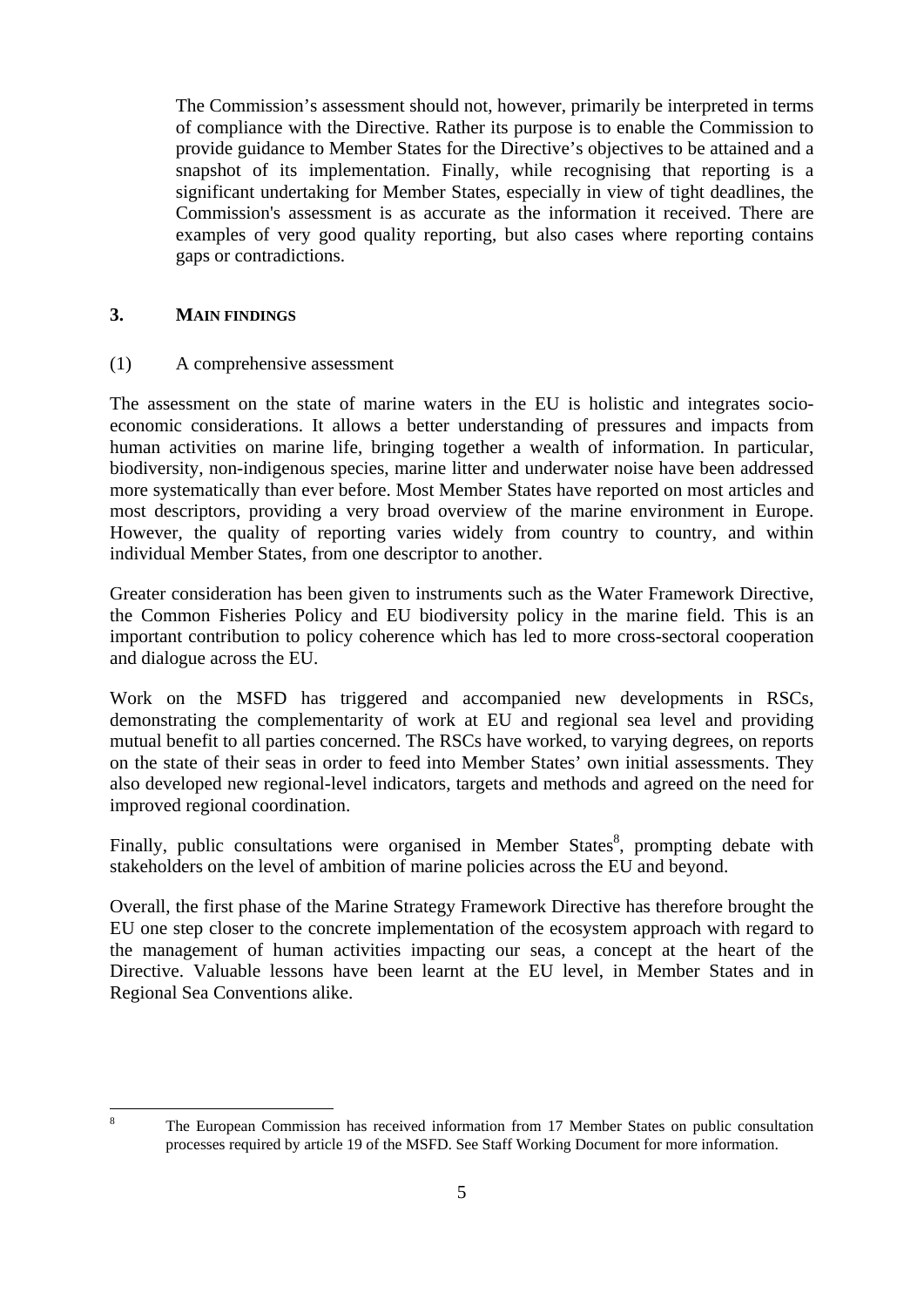The Commission's assessment should not, however, primarily be interpreted in terms of compliance with the Directive. Rather its purpose is to enable the Commission to provide guidance to Member States for the Directive's objectives to be attained and a snapshot of its implementation. Finally, while recognising that reporting is a significant undertaking for Member States, especially in view of tight deadlines, the Commission's assessment is as accurate as the information it received. There are examples of very good quality reporting, but also cases where reporting contains gaps or contradictions.

## 3. MAIN FINDINGS

(1) A comprehensive assessment

The assessment on the state of marine waters in the EU is holistic and integrates socio-economic considerations. It allows a better understanding of pressures and impacts from human activities on marine life, bringing together a wealth of information. In particular, biodiversity, non-indigenous species, marine litter and underwater noise have been addressed more systematically than ever before. Most Member States have reported on most articles and most descriptors, providing a very broad overview of the marine environment in Europe. However, the quality of reporting varies widely from country to country, and within individual Member States, from one descriptor to another.

Greater consideration has been given to instruments such as the Water Framework Directive, the Common Fisheries Policy and EU biodiversity policy in the marine field. This is an important contribution to policy coherence which has led to more cross-sectoral cooperation and dialogue across the EU.

Work on the MSFD has triggered and accompanied new developments in RSCs, demonstrating the complementarity of work at EU and regional sea level and providing mutual benefit to all parties concerned. The RSCs have worked, to varying degrees, on reports on the state of their seas in order to feed into Member States' own initial assessments. They also developed new regional-level indicators, targets and methods and agreed on the need for improved regional coordination.

Finally, public consultations were organised in Member States[8], prompting debate with stakeholders on the level of ambition of marine policies across the EU and beyond.

Overall, the first phase of the Marine Strategy Framework Directive has therefore brought the EU one step closer to the concrete implementation of the ecosystem approach with regard to the management of human activities impacting our seas, a concept at the heart of the Directive. Valuable lessons have been learnt at the EU level, in Member States and in Regional Sea Conventions alike.

---

[8] The European Commission has received information from 17 Member States on public consultation processes required by article 19 of the MSFD. See Staff Working Document for more information.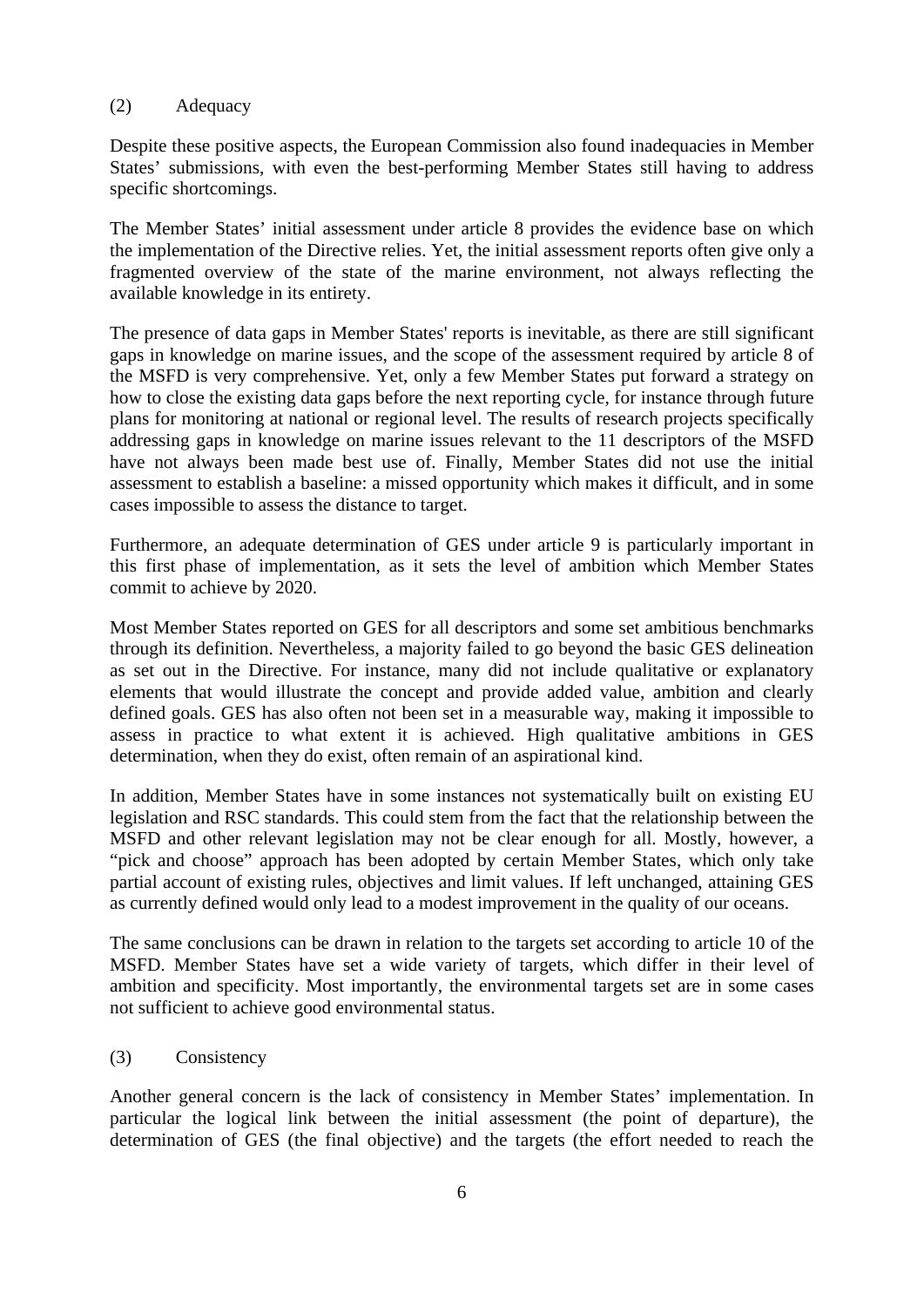(2) Adequacy

Despite these positive aspects, the European Commission also found inadequacies in Member States' submissions, with even the best-performing Member States still having to address specific shortcomings.

The Member States' initial assessment under article 8 provides the evidence base on which the implementation of the Directive relies. Yet, the initial assessment reports often give only a fragmented overview of the state of the marine environment, not always reflecting the available knowledge in its entirety.

The presence of data gaps in Member States' reports is inevitable, as there are still significant gaps in knowledge on marine issues, and the scope of the assessment required by article 8 of the MSFD is very comprehensive. Yet, only a few Member States put forward a strategy on how to close the existing data gaps before the next reporting cycle, for instance through future plans for monitoring at national or regional level. The results of research projects specifically addressing gaps in knowledge on marine issues relevant to the 11 descriptors of the MSFD have not always been made best use of. Finally, Member States did not use the initial assessment to establish a baseline: a missed opportunity which makes it difficult, and in some cases impossible to assess the distance to target.

Furthermore, an adequate determination of GES under article 9 is particularly important in this first phase of implementation, as it sets the level of ambition which Member States commit to achieve by 2020.

Most Member States reported on GES for all descriptors and some set ambitious benchmarks through its definition. Nevertheless, a majority failed to go beyond the basic GES delineation as set out in the Directive. For instance, many did not include qualitative or explanatory elements that would illustrate the concept and provide added value, ambition and clearly defined goals. GES has also often not been set in a measurable way, making it impossible to assess in practice to what extent it is achieved. High qualitative ambitions in GES determination, when they do exist, often remain of an aspirational kind.

In addition, Member States have in some instances not systematically built on existing EU legislation and RSC standards. This could stem from the fact that the relationship between the MSFD and other relevant legislation may not be clear enough for all. Mostly, however, a "pick and choose" approach has been adopted by certain Member States, which only take partial account of existing rules, objectives and limit values. If left unchanged, attaining GES as currently defined would only lead to a modest improvement in the quality of our oceans.

The same conclusions can be drawn in relation to the targets set according to article 10 of the MSFD. Member States have set a wide variety of targets, which differ in their level of ambition and specificity. Most importantly, the environmental targets set are in some cases not sufficient to achieve good environmental status.

(3) Consistency

Another general concern is the lack of consistency in Member States' implementation. In particular the logical link between the initial assessment (the point of departure), the determination of GES (the final objective) and the targets (the effort needed to reach the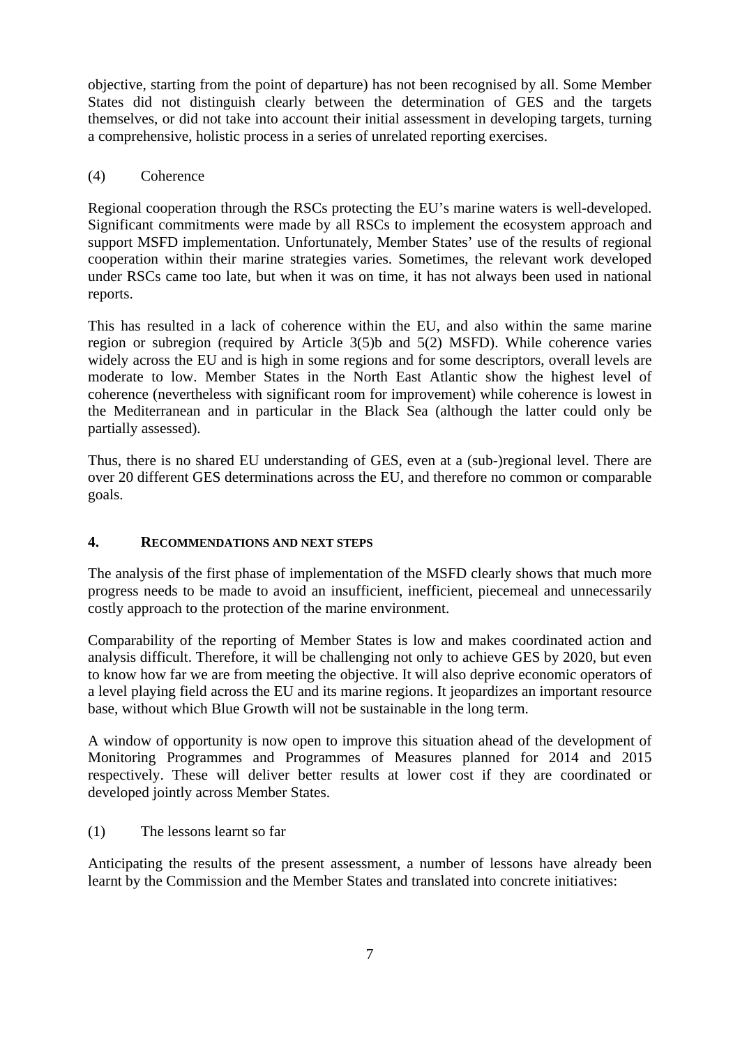objective, starting from the point of departure) has not been recognised by all. Some Member States did not distinguish clearly between the determination of GES and the targets themselves, or did not take into account their initial assessment in developing targets, turning a comprehensive, holistic process in a series of unrelated reporting exercises.

(4) Coherence

Regional cooperation through the RSCs protecting the EU's marine waters is well-developed. Significant commitments were made by all RSCs to implement the ecosystem approach and support MSFD implementation. Unfortunately, Member States' use of the results of regional cooperation within their marine strategies varies. Sometimes, the relevant work developed under RSCs came too late, but when it was on time, it has not always been used in national reports.

This has resulted in a lack of coherence within the EU, and also within the same marine region or subregion (required by Article 3(5)b and 5(2) MSFD). While coherence varies widely across the EU and is high in some regions and for some descriptors, overall levels are moderate to low. Member States in the North East Atlantic show the highest level of coherence (nevertheless with significant room for improvement) while coherence is lowest in the Mediterranean and in particular in the Black Sea (although the latter could only be partially assessed).

Thus, there is no shared EU understanding of GES, even at a (sub-)regional level. There are over 20 different GES determinations across the EU, and therefore no common or comparable goals.

## 4. RECOMMENDATIONS AND NEXT STEPS

The analysis of the first phase of implementation of the MSFD clearly shows that much more progress needs to be made to avoid an insufficient, inefficient, piecemeal and unnecessarily costly approach to the protection of the marine environment.

Comparability of the reporting of Member States is low and makes coordinated action and analysis difficult. Therefore, it will be challenging not only to achieve GES by 2020, but even to know how far we are from meeting the objective. It will also deprive economic operators of a level playing field across the EU and its marine regions. It jeopardizes an important resource base, without which Blue Growth will not be sustainable in the long term.

A window of opportunity is now open to improve this situation ahead of the development of Monitoring Programmes and Programmes of Measures planned for 2014 and 2015 respectively. These will deliver better results at lower cost if they are coordinated or developed jointly across Member States.

(1) The lessons learnt so far

Anticipating the results of the present assessment, a number of lessons have already been learnt by the Commission and the Member States and translated into concrete initiatives: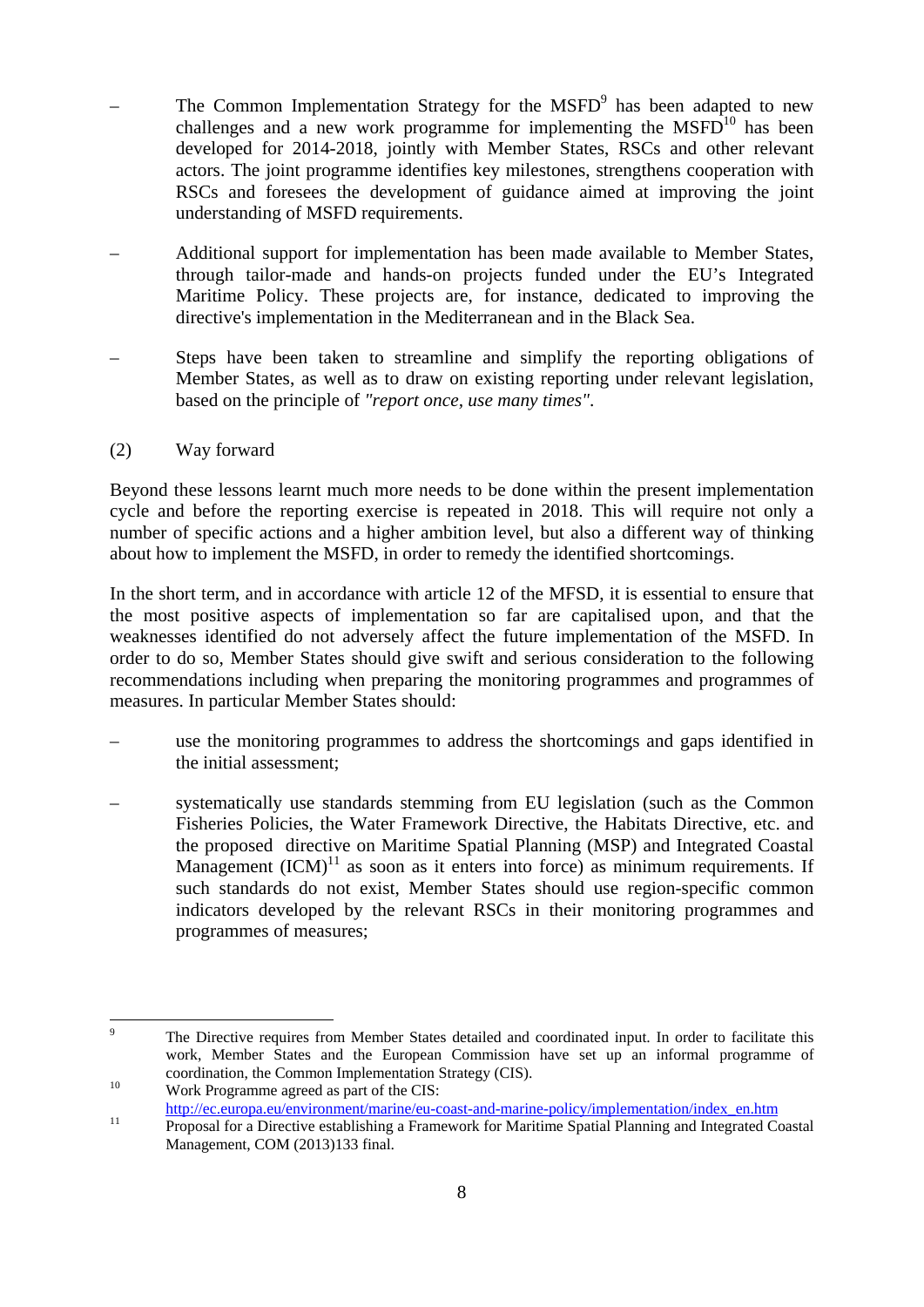– The Common Implementation Strategy for the MSFD[9] has been adapted to new challenges and a new work programme for implementing the MSFD[10] has been developed for 2014-2018, jointly with Member States, RSCs and other relevant actors. The joint programme identifies key milestones, strengthens cooperation with RSCs and foresees the development of guidance aimed at improving the joint understanding of MSFD requirements.

– Additional support for implementation has been made available to Member States, through tailor-made and hands-on projects funded under the EU's Integrated Maritime Policy. These projects are, for instance, dedicated to improving the directive's implementation in the Mediterranean and in the Black Sea.

– Steps have been taken to streamline and simplify the reporting obligations of Member States, as well as to draw on existing reporting under relevant legislation, based on the principle of *"report once, use many times"*.

(2) Way forward

Beyond these lessons learnt much more needs to be done within the present implementation cycle and before the reporting exercise is repeated in 2018. This will require not only a number of specific actions and a higher ambition level, but also a different way of thinking about how to implement the MSFD, in order to remedy the identified shortcomings.

In the short term, and in accordance with article 12 of the MFSD, it is essential to ensure that the most positive aspects of implementation so far are capitalised upon, and that the weaknesses identified do not adversely affect the future implementation of the MSFD. In order to do so, Member States should give swift and serious consideration to the following recommendations including when preparing the monitoring programmes and programmes of measures. In particular Member States should:

– use the monitoring programmes to address the shortcomings and gaps identified in the initial assessment;

– systematically use standards stemming from EU legislation (such as the Common Fisheries Policies, the Water Framework Directive, the Habitats Directive, etc. and the proposed directive on Maritime Spatial Planning (MSP) and Integrated Coastal Management (ICM)[11] as soon as it enters into force) as minimum requirements. If such standards do not exist, Member States should use region-specific common indicators developed by the relevant RSCs in their monitoring programmes and programmes of measures;

---

[9] The Directive requires from Member States detailed and coordinated input. In order to facilitate this work, Member States and the European Commission have set up an informal programme of coordination, the Common Implementation Strategy (CIS).

[10] Work Programme agreed as part of the CIS: http://ec.europa.eu/environment/marine/eu-coast-and-marine-policy/implementation/index_en.htm

[11] Proposal for a Directive establishing a Framework for Maritime Spatial Planning and Integrated Coastal Management, COM (2013)133 final.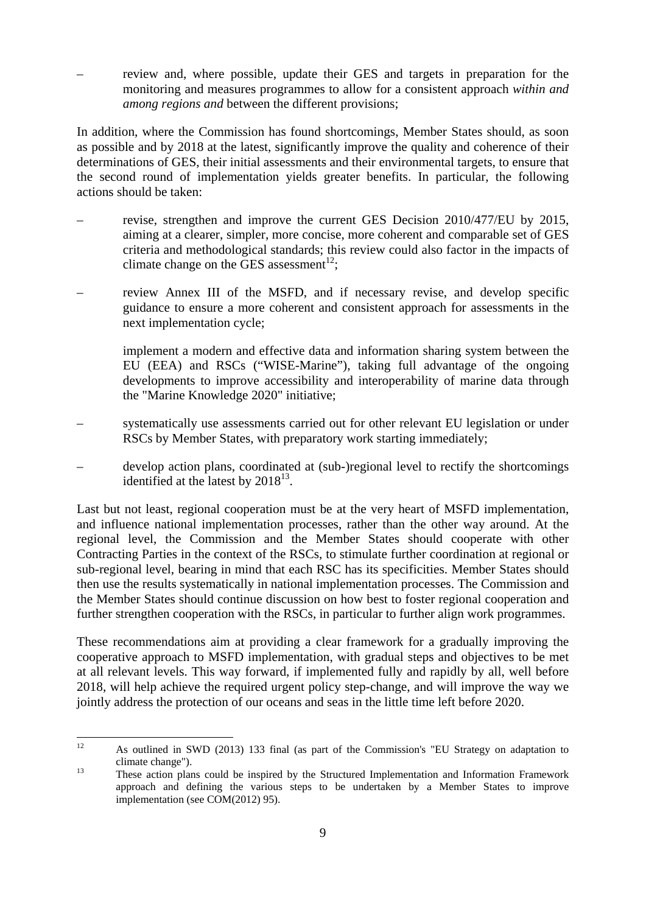- review and, where possible, update their GES and targets in preparation for the monitoring and measures programmes to allow for a consistent approach *within and among regions and* between the different provisions;

In addition, where the Commission has found shortcomings, Member States should, as soon as possible and by 2018 at the latest, significantly improve the quality and coherence of their determinations of GES, their initial assessments and their environmental targets, to ensure that the second round of implementation yields greater benefits. In particular, the following actions should be taken:

- revise, strengthen and improve the current GES Decision 2010/477/EU by 2015, aiming at a clearer, simpler, more concise, more coherent and comparable set of GES criteria and methodological standards; this review could also factor in the impacts of climate change on the GES assessment[12];

- review Annex III of the MSFD, and if necessary revise, and develop specific guidance to ensure a more coherent and consistent approach for assessments in the next implementation cycle;

  implement a modern and effective data and information sharing system between the EU (EEA) and RSCs ("WISE-Marine"), taking full advantage of the ongoing developments to improve accessibility and interoperability of marine data through the "Marine Knowledge 2020" initiative;

- systematically use assessments carried out for other relevant EU legislation or under RSCs by Member States, with preparatory work starting immediately;

- develop action plans, coordinated at (sub-)regional level to rectify the shortcomings identified at the latest by 2018[13].

Last but not least, regional cooperation must be at the very heart of MSFD implementation, and influence national implementation processes, rather than the other way around. At the regional level, the Commission and the Member States should cooperate with other Contracting Parties in the context of the RSCs, to stimulate further coordination at regional or sub-regional level, bearing in mind that each RSC has its specificities. Member States should then use the results systematically in national implementation processes. The Commission and the Member States should continue discussion on how best to foster regional cooperation and further strengthen cooperation with the RSCs, in particular to further align work programmes.

These recommendations aim at providing a clear framework for a gradually improving the cooperative approach to MSFD implementation, with gradual steps and objectives to be met at all relevant levels. This way forward, if implemented fully and rapidly by all, well before 2018, will help achieve the required urgent policy step-change, and will improve the way we jointly address the protection of our oceans and seas in the little time left before 2020.

---

[12] As outlined in SWD (2013) 133 final (as part of the Commission's "EU Strategy on adaptation to climate change").

[13] These action plans could be inspired by the Structured Implementation and Information Framework approach and defining the various steps to be undertaken by a Member States to improve implementation (see COM(2012) 95).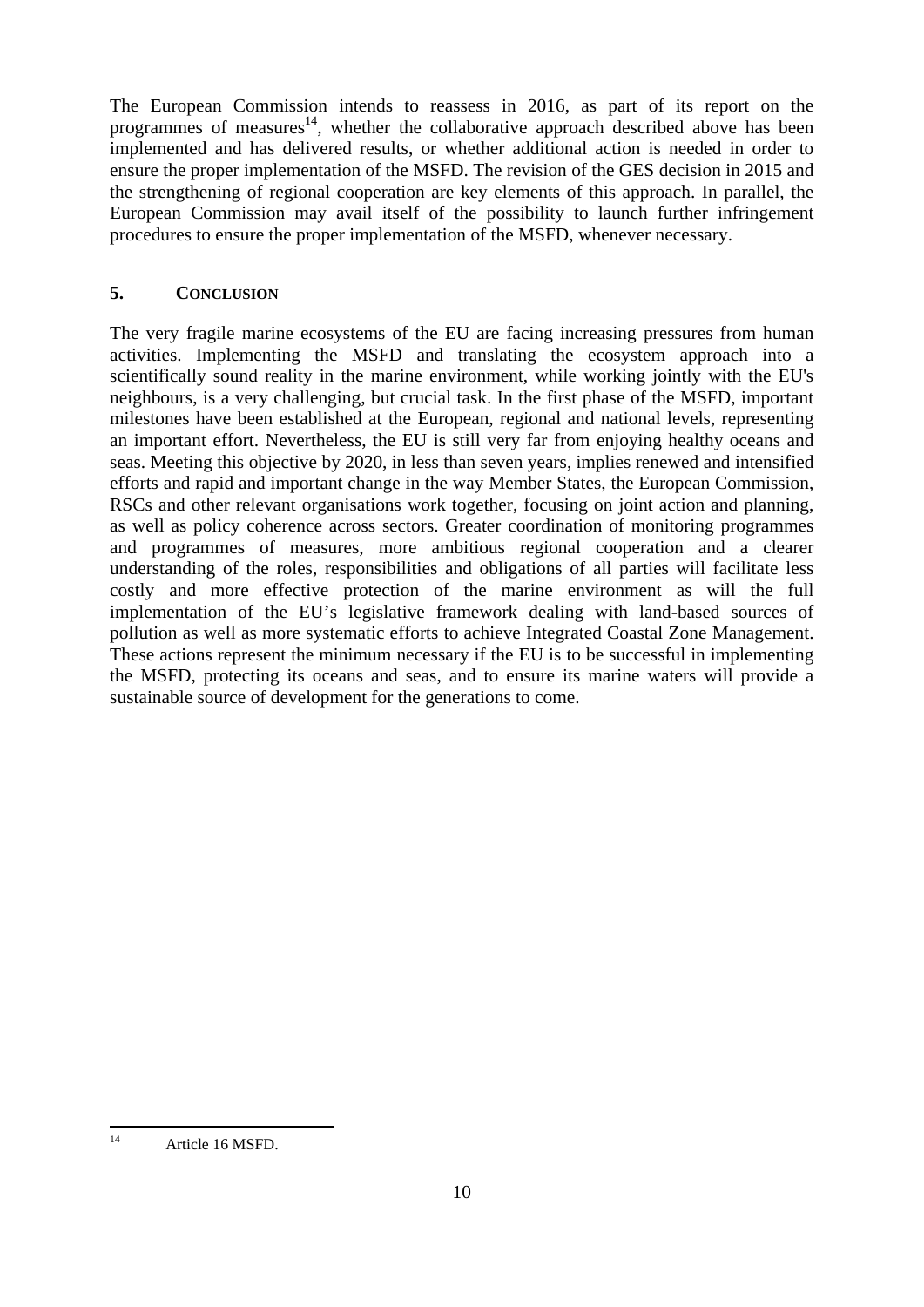The European Commission intends to reassess in 2016, as part of its report on the programmes of measures[14], whether the collaborative approach described above has been implemented and has delivered results, or whether additional action is needed in order to ensure the proper implementation of the MSFD. The revision of the GES decision in 2015 and the strengthening of regional cooperation are key elements of this approach. In parallel, the European Commission may avail itself of the possibility to launch further infringement procedures to ensure the proper implementation of the MSFD, whenever necessary.

## 5. CONCLUSION

The very fragile marine ecosystems of the EU are facing increasing pressures from human activities. Implementing the MSFD and translating the ecosystem approach into a scientifically sound reality in the marine environment, while working jointly with the EU's neighbours, is a very challenging, but crucial task. In the first phase of the MSFD, important milestones have been established at the European, regional and national levels, representing an important effort. Nevertheless, the EU is still very far from enjoying healthy oceans and seas. Meeting this objective by 2020, in less than seven years, implies renewed and intensified efforts and rapid and important change in the way Member States, the European Commission, RSCs and other relevant organisations work together, focusing on joint action and planning, as well as policy coherence across sectors. Greater coordination of monitoring programmes and programmes of measures, more ambitious regional cooperation and a clearer understanding of the roles, responsibilities and obligations of all parties will facilitate less costly and more effective protection of the marine environment as will the full implementation of the EU's legislative framework dealing with land-based sources of pollution as well as more systematic efforts to achieve Integrated Coastal Zone Management. These actions represent the minimum necessary if the EU is to be successful in implementing the MSFD, protecting its oceans and seas, and to ensure its marine waters will provide a sustainable source of development for the generations to come.

---

[14] Article 16 MSFD.